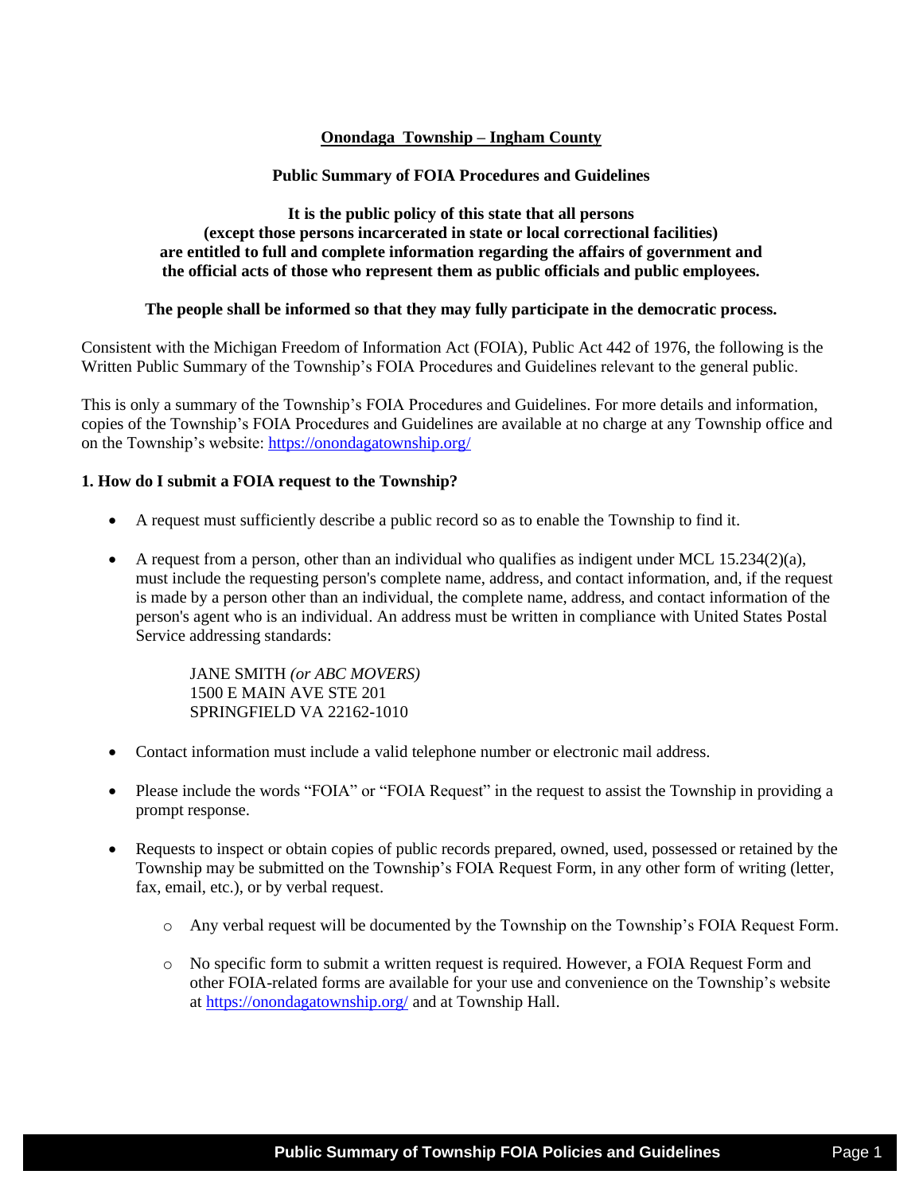**<u>Onondaga  Township – Ingham County</u>**

**Public Summary of FOIA Procedures and Guidelines**

**It is the public policy of this state that all persons
(except those persons incarcerated in state or local correctional facilities)
are entitled to full and complete information regarding the affairs of government and
the official acts of those who represent them as public officials and public employees.**

**The people shall be informed so that they may fully participate in the democratic process.**

Consistent with the Michigan Freedom of Information Act (FOIA), Public Act 442 of 1976, the following is the Written Public Summary of the Township's FOIA Procedures and Guidelines relevant to the general public.

This is only a summary of the Township's FOIA Procedures and Guidelines. For more details and information, copies of the Township's FOIA Procedures and Guidelines are available at no charge at any Township office and on the Township's website: https://onondagatownship.org/

**1. How do I submit a FOIA request to the Township?**

- A request must sufficiently describe a public record so as to enable the Township to find it.
- A request from a person, other than an individual who qualifies as indigent under MCL 15.234(2)(a), must include the requesting person's complete name, address, and contact information, and, if the request is made by a person other than an individual, the complete name, address, and contact information of the person's agent who is an individual. An address must be written in compliance with United States Postal Service addressing standards:

  JANE SMITH *(or ABC MOVERS)*
  1500 E MAIN AVE STE 201
  SPRINGFIELD VA 22162-1010

- Contact information must include a valid telephone number or electronic mail address.
- Please include the words "FOIA" or "FOIA Request" in the request to assist the Township in providing a prompt response.
- Requests to inspect or obtain copies of public records prepared, owned, used, possessed or retained by the Township may be submitted on the Township's FOIA Request Form, in any other form of writing (letter, fax, email, etc.), or by verbal request.
  - Any verbal request will be documented by the Township on the Township's FOIA Request Form.
  - No specific form to submit a written request is required. However, a FOIA Request Form and other FOIA-related forms are available for your use and convenience on the Township's website at https://onondagatownship.org/ and at Township Hall.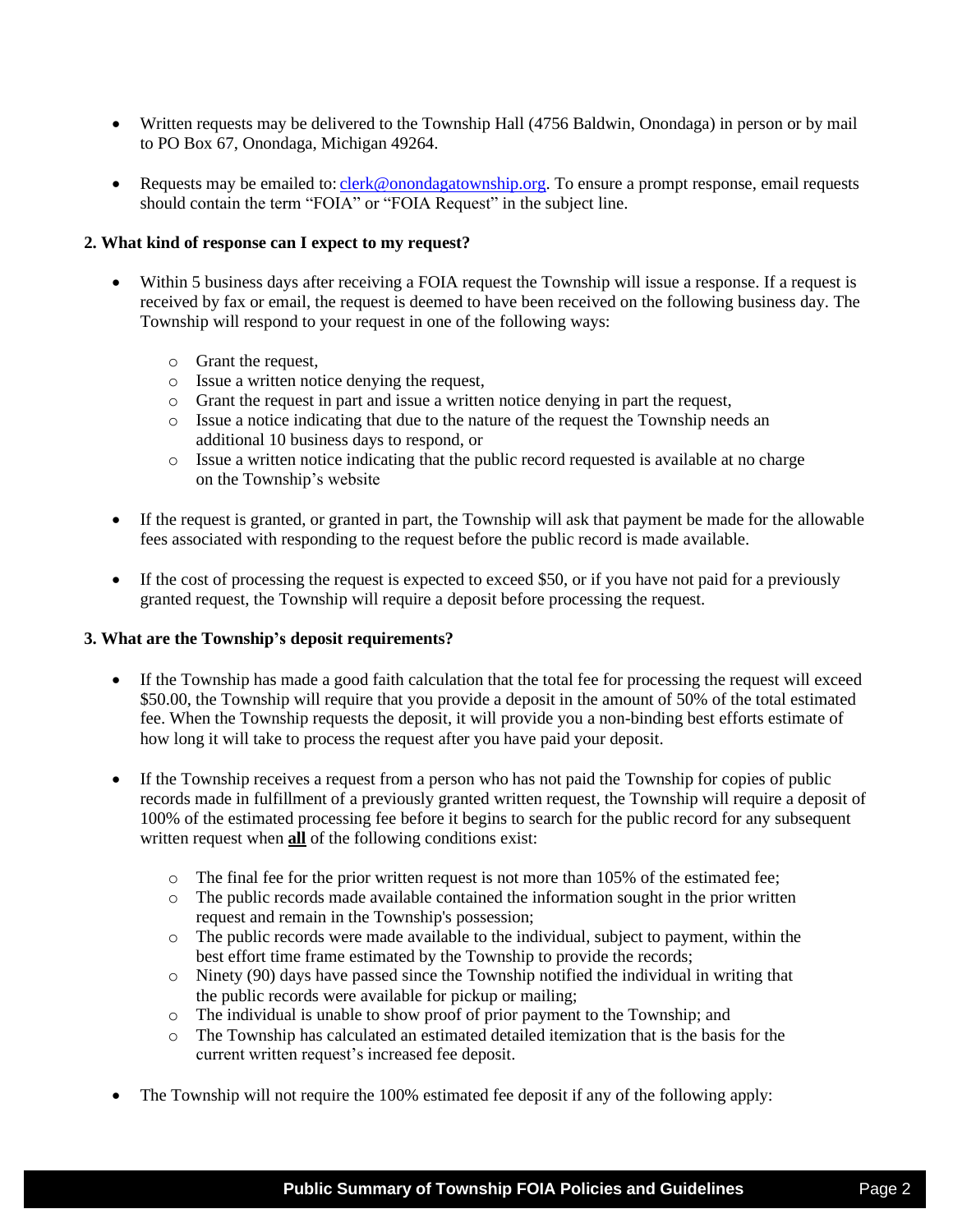- Written requests may be delivered to the Township Hall (4756 Baldwin, Onondaga) in person or by mail to PO Box 67, Onondaga, Michigan 49264.
- Requests may be emailed to: clerk@onondagatownship.org. To ensure a prompt response, email requests should contain the term "FOIA" or "FOIA Request" in the subject line.

**2. What kind of response can I expect to my request?**

- Within 5 business days after receiving a FOIA request the Township will issue a response. If a request is received by fax or email, the request is deemed to have been received on the following business day. The Township will respond to your request in one of the following ways:
  - Grant the request,
  - Issue a written notice denying the request,
  - Grant the request in part and issue a written notice denying in part the request,
  - Issue a notice indicating that due to the nature of the request the Township needs an additional 10 business days to respond, or
  - Issue a written notice indicating that the public record requested is available at no charge on the Township's website
- If the request is granted, or granted in part, the Township will ask that payment be made for the allowable fees associated with responding to the request before the public record is made available.
- If the cost of processing the request is expected to exceed $50, or if you have not paid for a previously granted request, the Township will require a deposit before processing the request.

**3. What are the Township's deposit requirements?**

- If the Township has made a good faith calculation that the total fee for processing the request will exceed $50.00, the Township will require that you provide a deposit in the amount of 50% of the total estimated fee. When the Township requests the deposit, it will provide you a non-binding best efforts estimate of how long it will take to process the request after you have paid your deposit.
- If the Township receives a request from a person who has not paid the Township for copies of public records made in fulfillment of a previously granted written request, the Township will require a deposit of 100% of the estimated processing fee before it begins to search for the public record for any subsequent written request when **all** of the following conditions exist:
  - The final fee for the prior written request is not more than 105% of the estimated fee;
  - The public records made available contained the information sought in the prior written request and remain in the Township's possession;
  - The public records were made available to the individual, subject to payment, within the best effort time frame estimated by the Township to provide the records;
  - Ninety (90) days have passed since the Township notified the individual in writing that the public records were available for pickup or mailing;
  - The individual is unable to show proof of prior payment to the Township; and
  - The Township has calculated an estimated detailed itemization that is the basis for the current written request's increased fee deposit.
- The Township will not require the 100% estimated fee deposit if any of the following apply: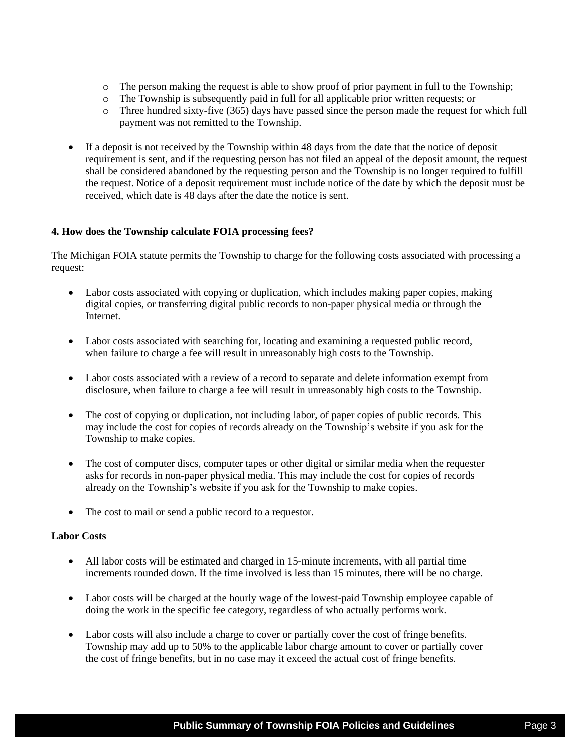- The person making the request is able to show proof of prior payment in full to the Township;
  - The Township is subsequently paid in full for all applicable prior written requests; or
  - Three hundred sixty-five (365) days have passed since the person made the request for which full payment was not remitted to the Township.

- If a deposit is not received by the Township within 48 days from the date that the notice of deposit requirement is sent, and if the requesting person has not filed an appeal of the deposit amount, the request shall be considered abandoned by the requesting person and the Township is no longer required to fulfill the request. Notice of a deposit requirement must include notice of the date by which the deposit must be received, which date is 48 days after the date the notice is sent.

**4. How does the Township calculate FOIA processing fees?**

The Michigan FOIA statute permits the Township to charge for the following costs associated with processing a request:

- Labor costs associated with copying or duplication, which includes making paper copies, making digital copies, or transferring digital public records to non-paper physical media or through the Internet.

- Labor costs associated with searching for, locating and examining a requested public record, when failure to charge a fee will result in unreasonably high costs to the Township.

- Labor costs associated with a review of a record to separate and delete information exempt from disclosure, when failure to charge a fee will result in unreasonably high costs to the Township.

- The cost of copying or duplication, not including labor, of paper copies of public records. This may include the cost for copies of records already on the Township's website if you ask for the Township to make copies.

- The cost of computer discs, computer tapes or other digital or similar media when the requester asks for records in non-paper physical media. This may include the cost for copies of records already on the Township's website if you ask for the Township to make copies.

- The cost to mail or send a public record to a requestor.

**Labor Costs**

- All labor costs will be estimated and charged in 15-minute increments, with all partial time increments rounded down. If the time involved is less than 15 minutes, there will be no charge.

- Labor costs will be charged at the hourly wage of the lowest-paid Township employee capable of doing the work in the specific fee category, regardless of who actually performs work.

- Labor costs will also include a charge to cover or partially cover the cost of fringe benefits. Township may add up to 50% to the applicable labor charge amount to cover or partially cover the cost of fringe benefits, but in no case may it exceed the actual cost of fringe benefits.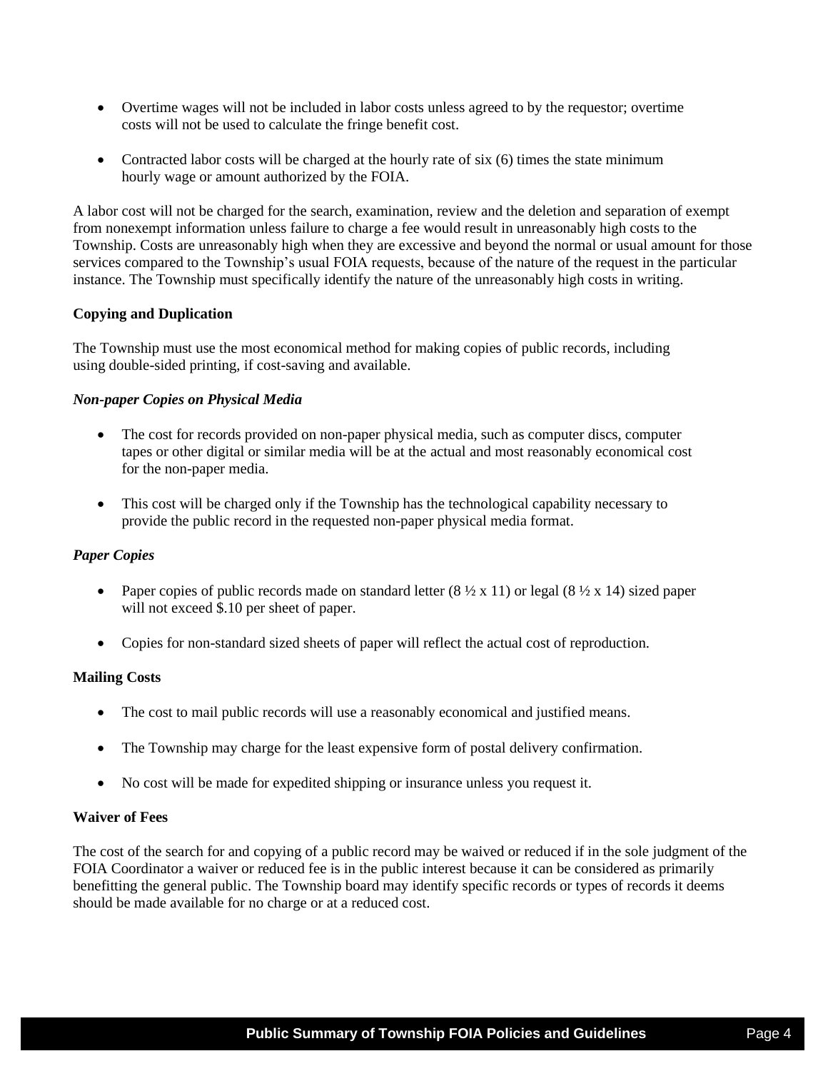- Overtime wages will not be included in labor costs unless agreed to by the requestor; overtime costs will not be used to calculate the fringe benefit cost.

- Contracted labor costs will be charged at the hourly rate of six (6) times the state minimum hourly wage or amount authorized by the FOIA.

A labor cost will not be charged for the search, examination, review and the deletion and separation of exempt from nonexempt information unless failure to charge a fee would result in unreasonably high costs to the Township. Costs are unreasonably high when they are excessive and beyond the normal or usual amount for those services compared to the Township's usual FOIA requests, because of the nature of the request in the particular instance. The Township must specifically identify the nature of the unreasonably high costs in writing.

**Copying and Duplication**

The Township must use the most economical method for making copies of public records, including using double-sided printing, if cost-saving and available.

***Non-paper Copies on Physical Media***

- The cost for records provided on non-paper physical media, such as computer discs, computer tapes or other digital or similar media will be at the actual and most reasonably economical cost for the non-paper media.

- This cost will be charged only if the Township has the technological capability necessary to provide the public record in the requested non-paper physical media format.

***Paper Copies***

- Paper copies of public records made on standard letter (8 ½ x 11) or legal (8 ½ x 14) sized paper will not exceed $.10 per sheet of paper.

- Copies for non-standard sized sheets of paper will reflect the actual cost of reproduction.

**Mailing Costs**

- The cost to mail public records will use a reasonably economical and justified means.

- The Township may charge for the least expensive form of postal delivery confirmation.

- No cost will be made for expedited shipping or insurance unless you request it.

**Waiver of Fees**

The cost of the search for and copying of a public record may be waived or reduced if in the sole judgment of the FOIA Coordinator a waiver or reduced fee is in the public interest because it can be considered as primarily benefitting the general public. The Township board may identify specific records or types of records it deems should be made available for no charge or at a reduced cost.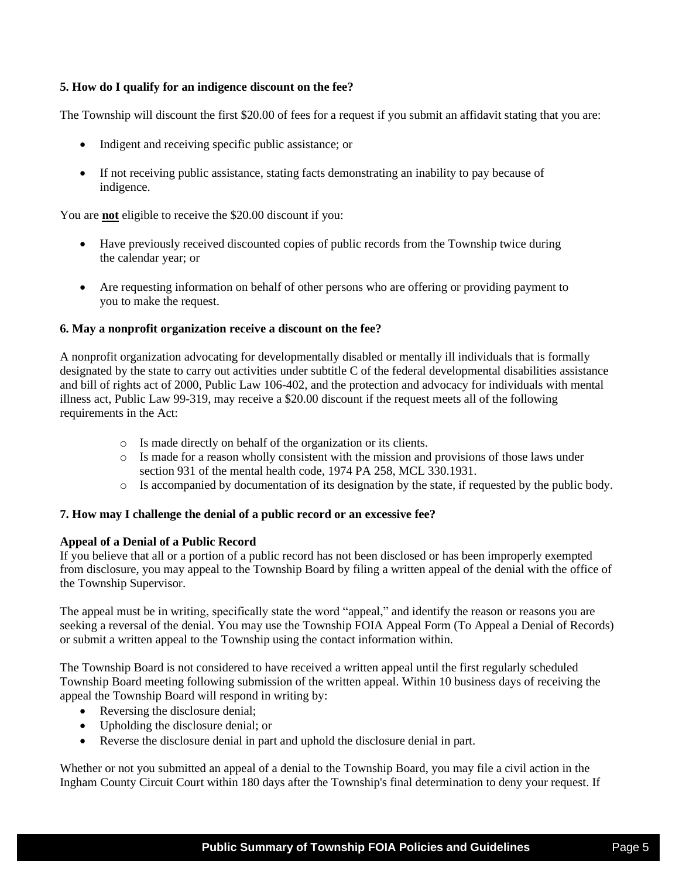**5. How do I qualify for an indigence discount on the fee?**

The Township will discount the first $20.00 of fees for a request if you submit an affidavit stating that you are:

- Indigent and receiving specific public assistance; or
- If not receiving public assistance, stating facts demonstrating an inability to pay because of indigence.

You are **not** eligible to receive the $20.00 discount if you:

- Have previously received discounted copies of public records from the Township twice during the calendar year; or
- Are requesting information on behalf of other persons who are offering or providing payment to you to make the request.

**6. May a nonprofit organization receive a discount on the fee?**

A nonprofit organization advocating for developmentally disabled or mentally ill individuals that is formally designated by the state to carry out activities under subtitle C of the federal developmental disabilities assistance and bill of rights act of 2000, Public Law 106-402, and the protection and advocacy for individuals with mental illness act, Public Law 99-319, may receive a $20.00 discount if the request meets all of the following requirements in the Act:

- Is made directly on behalf of the organization or its clients.
- Is made for a reason wholly consistent with the mission and provisions of those laws under section 931 of the mental health code, 1974 PA 258, MCL 330.1931.
- Is accompanied by documentation of its designation by the state, if requested by the public body.

**7. How may I challenge the denial of a public record or an excessive fee?**

**Appeal of a Denial of a Public Record**
If you believe that all or a portion of a public record has not been disclosed or has been improperly exempted from disclosure, you may appeal to the Township Board by filing a written appeal of the denial with the office of the Township Supervisor.

The appeal must be in writing, specifically state the word "appeal," and identify the reason or reasons you are seeking a reversal of the denial. You may use the Township FOIA Appeal Form (To Appeal a Denial of Records) or submit a written appeal to the Township using the contact information within.

The Township Board is not considered to have received a written appeal until the first regularly scheduled Township Board meeting following submission of the written appeal. Within 10 business days of receiving the appeal the Township Board will respond in writing by:

- Reversing the disclosure denial;
- Upholding the disclosure denial; or
- Reverse the disclosure denial in part and uphold the disclosure denial in part.

Whether or not you submitted an appeal of a denial to the Township Board, you may file a civil action in the Ingham County Circuit Court within 180 days after the Township's final determination to deny your request. If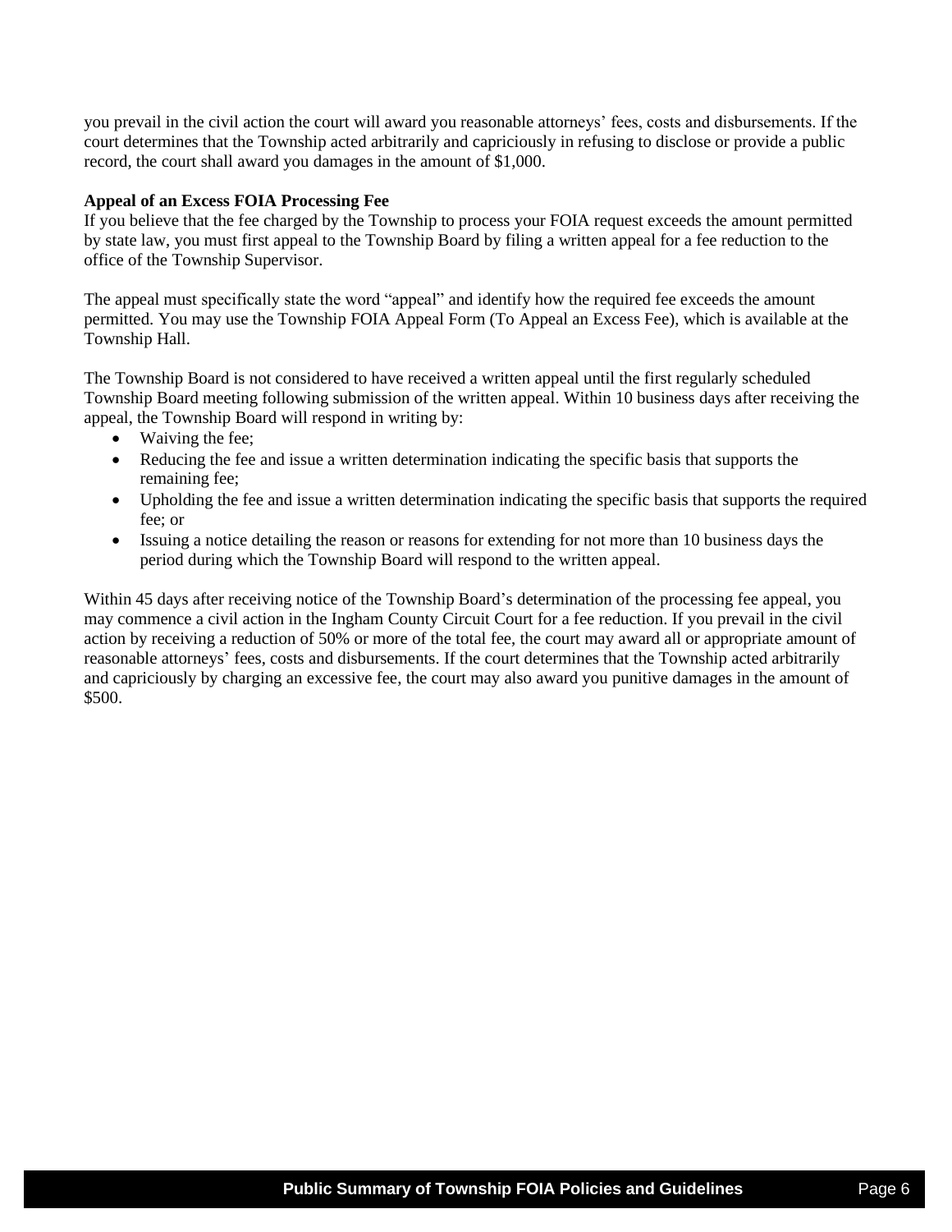you prevail in the civil action the court will award you reasonable attorneys' fees, costs and disbursements. If the court determines that the Township acted arbitrarily and capriciously in refusing to disclose or provide a public record, the court shall award you damages in the amount of $1,000.

**Appeal of an Excess FOIA Processing Fee**

If you believe that the fee charged by the Township to process your FOIA request exceeds the amount permitted by state law, you must first appeal to the Township Board by filing a written appeal for a fee reduction to the office of the Township Supervisor.

The appeal must specifically state the word "appeal" and identify how the required fee exceeds the amount permitted. You may use the Township FOIA Appeal Form (To Appeal an Excess Fee), which is available at the Township Hall.

The Township Board is not considered to have received a written appeal until the first regularly scheduled Township Board meeting following submission of the written appeal. Within 10 business days after receiving the appeal, the Township Board will respond in writing by:

- Waiving the fee;
- Reducing the fee and issue a written determination indicating the specific basis that supports the remaining fee;
- Upholding the fee and issue a written determination indicating the specific basis that supports the required fee; or
- Issuing a notice detailing the reason or reasons for extending for not more than 10 business days the period during which the Township Board will respond to the written appeal.

Within 45 days after receiving notice of the Township Board's determination of the processing fee appeal, you may commence a civil action in the Ingham County Circuit Court for a fee reduction. If you prevail in the civil action by receiving a reduction of 50% or more of the total fee, the court may award all or appropriate amount of reasonable attorneys' fees, costs and disbursements. If the court determines that the Township acted arbitrarily and capriciously by charging an excessive fee, the court may also award you punitive damages in the amount of $500.